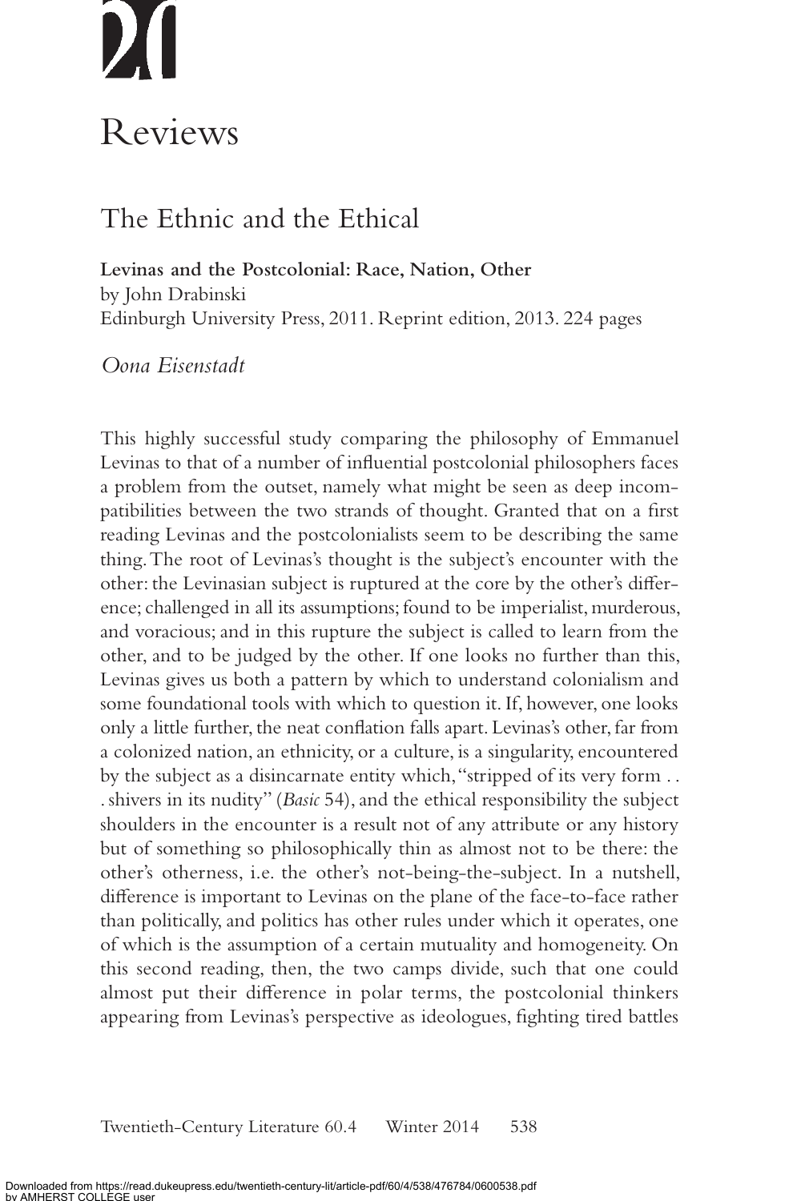# Reviews

## The Ethnic and the Ethical

**Levinas and the Postcolonial: Race, Nation, Other**
by John Drabinski
Edinburgh University Press, 2011. Reprint edition, 2013. 224 pages

*Oona Eisenstadt*

This highly successful study comparing the philosophy of Emmanuel Levinas to that of a number of influential postcolonial philosophers faces a problem from the outset, namely what might be seen as deep incompatibilities between the two strands of thought. Granted that on a first reading Levinas and the postcolonialists seem to be describing the same thing. The root of Levinas's thought is the subject's encounter with the other: the Levinasian subject is ruptured at the core by the other's difference; challenged in all its assumptions; found to be imperialist, murderous, and voracious; and in this rupture the subject is called to learn from the other, and to be judged by the other. If one looks no further than this, Levinas gives us both a pattern by which to understand colonialism and some foundational tools with which to question it. If, however, one looks only a little further, the neat conflation falls apart. Levinas's other, far from a colonized nation, an ethnicity, or a culture, is a singularity, encountered by the subject as a disincarnate entity which, "stripped of its very form . . . shivers in its nudity" (*Basic* 54), and the ethical responsibility the subject shoulders in the encounter is a result not of any attribute or any history but of something so philosophically thin as almost not to be there: the other's otherness, i.e. the other's not-being-the-subject. In a nutshell, difference is important to Levinas on the plane of the face-to-face rather than politically, and politics has other rules under which it operates, one of which is the assumption of a certain mutuality and homogeneity. On this second reading, then, the two camps divide, such that one could almost put their difference in polar terms, the postcolonial thinkers appearing from Levinas's perspective as ideologues, fighting tired battles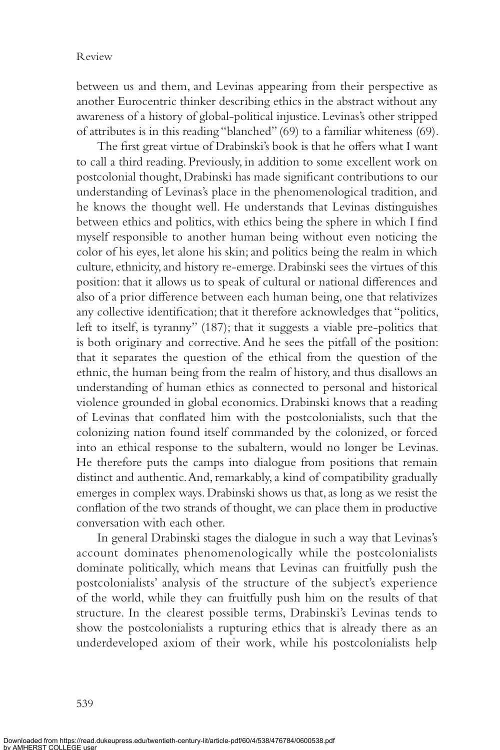between us and them, and Levinas appearing from their perspective as another Eurocentric thinker describing ethics in the abstract without any awareness of a history of global-political injustice. Levinas's other stripped of attributes is in this reading "blanched" (69) to a familiar whiteness (69).

The first great virtue of Drabinski's book is that he offers what I want to call a third reading. Previously, in addition to some excellent work on postcolonial thought, Drabinski has made significant contributions to our understanding of Levinas's place in the phenomenological tradition, and he knows the thought well. He understands that Levinas distinguishes between ethics and politics, with ethics being the sphere in which I find myself responsible to another human being without even noticing the color of his eyes, let alone his skin; and politics being the realm in which culture, ethnicity, and history re-emerge. Drabinski sees the virtues of this position: that it allows us to speak of cultural or national differences and also of a prior difference between each human being, one that relativizes any collective identification; that it therefore acknowledges that "politics, left to itself, is tyranny" (187); that it suggests a viable pre-politics that is both originary and corrective. And he sees the pitfall of the position: that it separates the question of the ethical from the question of the ethnic, the human being from the realm of history, and thus disallows an understanding of human ethics as connected to personal and historical violence grounded in global economics. Drabinski knows that a reading of Levinas that conflated him with the postcolonialists, such that the colonizing nation found itself commanded by the colonized, or forced into an ethical response to the subaltern, would no longer be Levinas. He therefore puts the camps into dialogue from positions that remain distinct and authentic. And, remarkably, a kind of compatibility gradually emerges in complex ways. Drabinski shows us that, as long as we resist the conflation of the two strands of thought, we can place them in productive conversation with each other.

In general Drabinski stages the dialogue in such a way that Levinas's account dominates phenomenologically while the postcolonialists dominate politically, which means that Levinas can fruitfully push the postcolonialists' analysis of the structure of the subject's experience of the world, while they can fruitfully push him on the results of that structure. In the clearest possible terms, Drabinski's Levinas tends to show the postcolonialists a rupturing ethics that is already there as an underdeveloped axiom of their work, while his postcolonialists help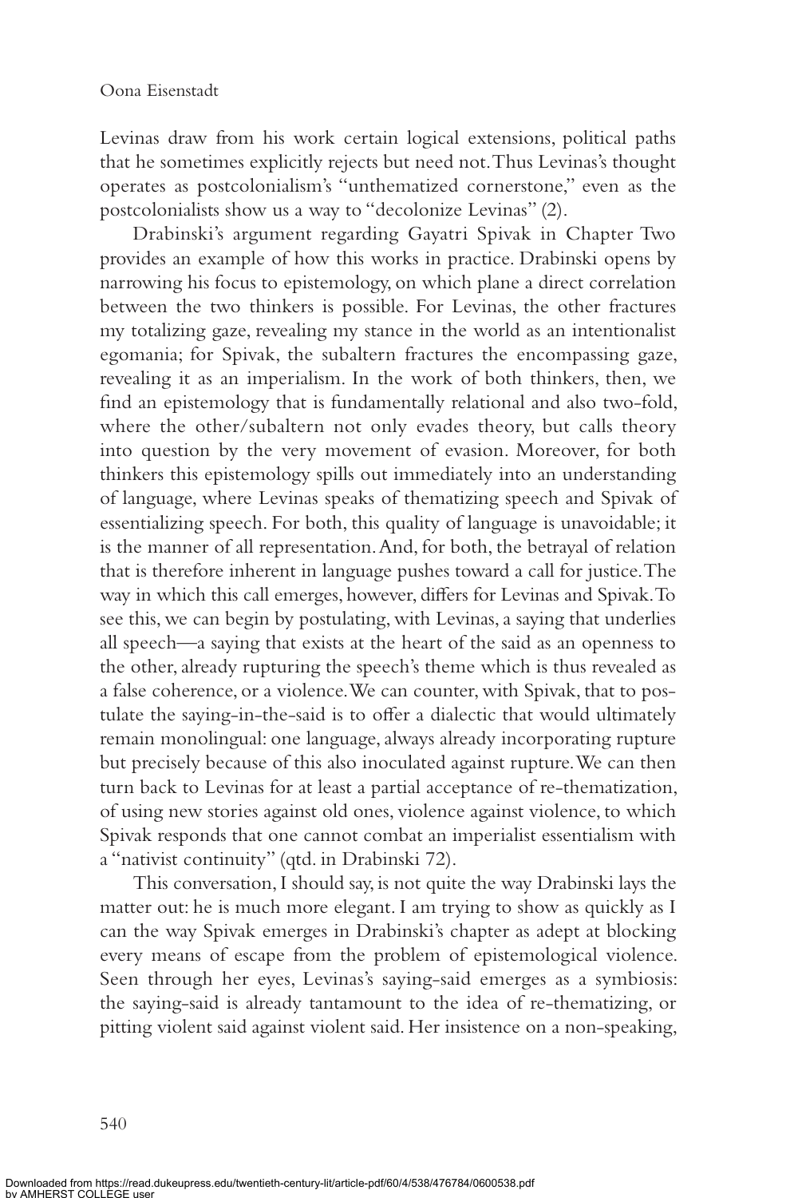Levinas draw from his work certain logical extensions, political paths that he sometimes explicitly rejects but need not. Thus Levinas's thought operates as postcolonialism's "unthematized cornerstone," even as the postcolonialists show us a way to "decolonize Levinas" (2).

Drabinski's argument regarding Gayatri Spivak in Chapter Two provides an example of how this works in practice. Drabinski opens by narrowing his focus to epistemology, on which plane a direct correlation between the two thinkers is possible. For Levinas, the other fractures my totalizing gaze, revealing my stance in the world as an intentionalist egomania; for Spivak, the subaltern fractures the encompassing gaze, revealing it as an imperialism. In the work of both thinkers, then, we find an epistemology that is fundamentally relational and also two-fold, where the other/subaltern not only evades theory, but calls theory into question by the very movement of evasion. Moreover, for both thinkers this epistemology spills out immediately into an understanding of language, where Levinas speaks of thematizing speech and Spivak of essentializing speech. For both, this quality of language is unavoidable; it is the manner of all representation. And, for both, the betrayal of relation that is therefore inherent in language pushes toward a call for justice. The way in which this call emerges, however, differs for Levinas and Spivak. To see this, we can begin by postulating, with Levinas, a saying that underlies all speech—a saying that exists at the heart of the said as an openness to the other, already rupturing the speech's theme which is thus revealed as a false coherence, or a violence. We can counter, with Spivak, that to postulate the saying-in-the-said is to offer a dialectic that would ultimately remain monolingual: one language, always already incorporating rupture but precisely because of this also inoculated against rupture. We can then turn back to Levinas for at least a partial acceptance of re-thematization, of using new stories against old ones, violence against violence, to which Spivak responds that one cannot combat an imperialist essentialism with a "nativist continuity" (qtd. in Drabinski 72).

This conversation, I should say, is not quite the way Drabinski lays the matter out: he is much more elegant. I am trying to show as quickly as I can the way Spivak emerges in Drabinski's chapter as adept at blocking every means of escape from the problem of epistemological violence. Seen through her eyes, Levinas's saying-said emerges as a symbiosis: the saying-said is already tantamount to the idea of re-thematizing, or pitting violent said against violent said. Her insistence on a non-speaking,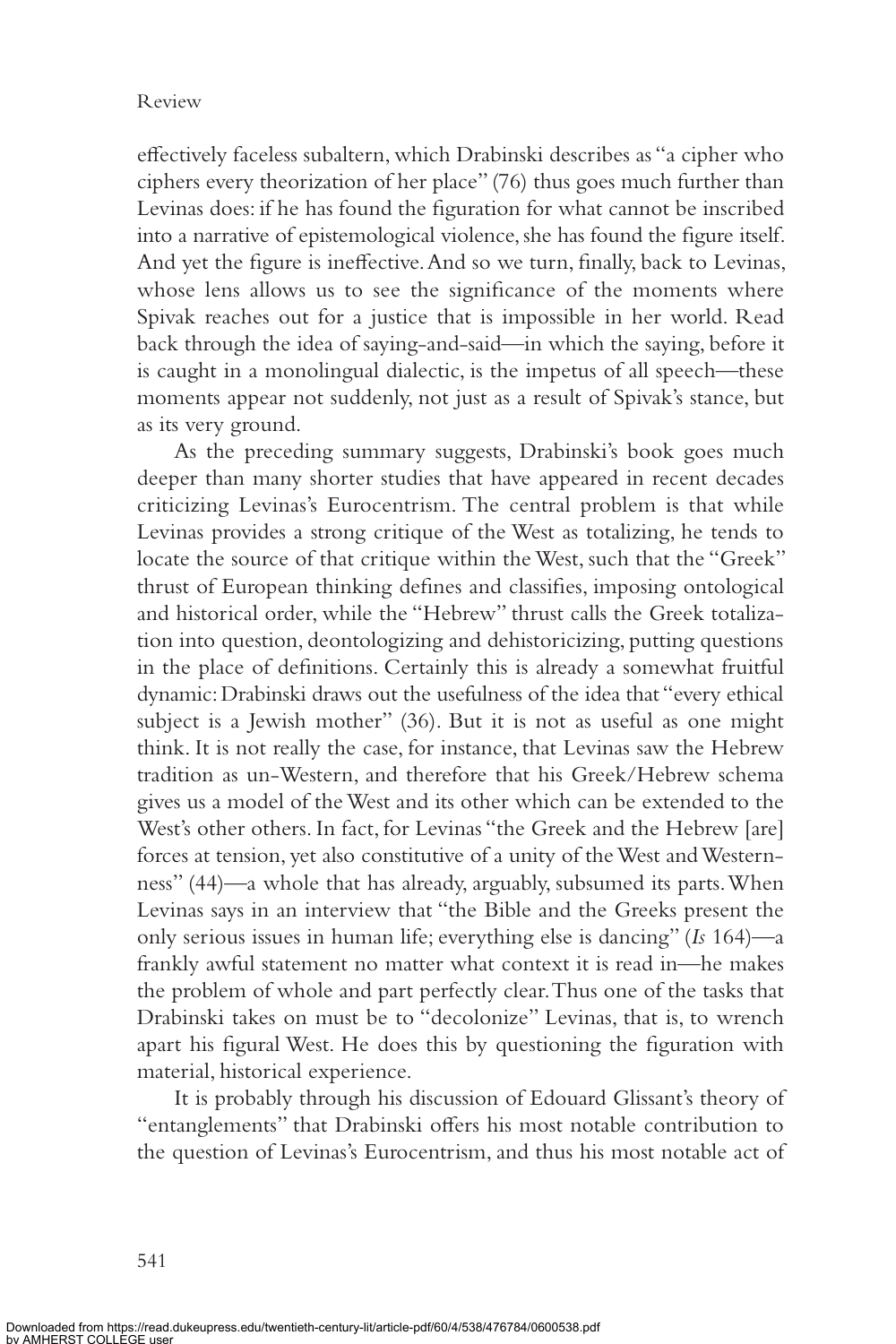effectively faceless subaltern, which Drabinski describes as "a cipher who ciphers every theorization of her place" (76) thus goes much further than Levinas does: if he has found the figuration for what cannot be inscribed into a narrative of epistemological violence, she has found the figure itself. And yet the figure is ineffective. And so we turn, finally, back to Levinas, whose lens allows us to see the significance of the moments where Spivak reaches out for a justice that is impossible in her world. Read back through the idea of saying-and-said—in which the saying, before it is caught in a monolingual dialectic, is the impetus of all speech—these moments appear not suddenly, not just as a result of Spivak's stance, but as its very ground.

As the preceding summary suggests, Drabinski's book goes much deeper than many shorter studies that have appeared in recent decades criticizing Levinas's Eurocentrism. The central problem is that while Levinas provides a strong critique of the West as totalizing, he tends to locate the source of that critique within the West, such that the "Greek" thrust of European thinking defines and classifies, imposing ontological and historical order, while the "Hebrew" thrust calls the Greek totalization into question, deontologizing and dehistoricizing, putting questions in the place of definitions. Certainly this is already a somewhat fruitful dynamic: Drabinski draws out the usefulness of the idea that "every ethical subject is a Jewish mother" (36). But it is not as useful as one might think. It is not really the case, for instance, that Levinas saw the Hebrew tradition as un-Western, and therefore that his Greek/Hebrew schema gives us a model of the West and its other which can be extended to the West's other others. In fact, for Levinas "the Greek and the Hebrew [are] forces at tension, yet also constitutive of a unity of the West and Westernness" (44)—a whole that has already, arguably, subsumed its parts. When Levinas says in an interview that "the Bible and the Greeks present the only serious issues in human life; everything else is dancing" (*Is* 164)—a frankly awful statement no matter what context it is read in—he makes the problem of whole and part perfectly clear. Thus one of the tasks that Drabinski takes on must be to "decolonize" Levinas, that is, to wrench apart his figural West. He does this by questioning the figuration with material, historical experience.

It is probably through his discussion of Edouard Glissant's theory of "entanglements" that Drabinski offers his most notable contribution to the question of Levinas's Eurocentrism, and thus his most notable act of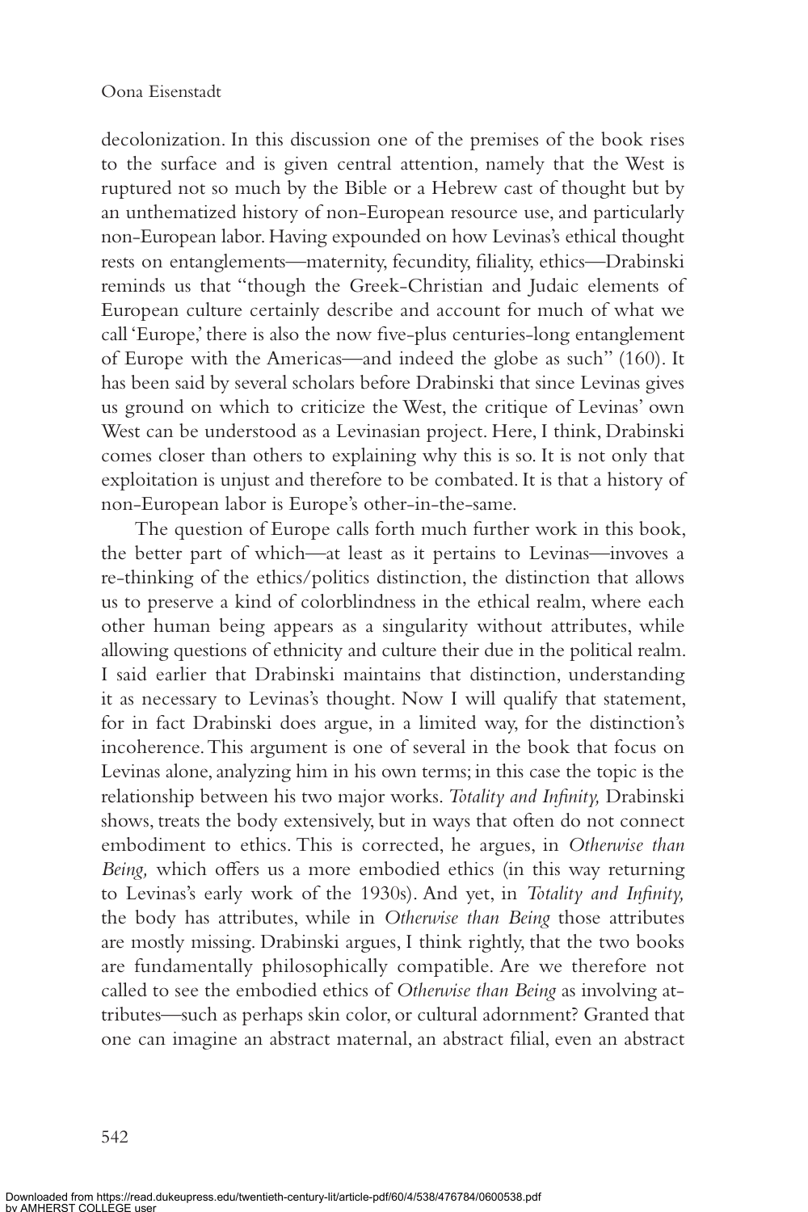decolonization. In this discussion one of the premises of the book rises to the surface and is given central attention, namely that the West is ruptured not so much by the Bible or a Hebrew cast of thought but by an unthematized history of non-European resource use, and particularly non-European labor. Having expounded on how Levinas's ethical thought rests on entanglements—maternity, fecundity, filiality, ethics—Drabinski reminds us that "though the Greek-Christian and Judaic elements of European culture certainly describe and account for much of what we call 'Europe,' there is also the now five-plus centuries-long entanglement of Europe with the Americas—and indeed the globe as such" (160). It has been said by several scholars before Drabinski that since Levinas gives us ground on which to criticize the West, the critique of Levinas' own West can be understood as a Levinasian project. Here, I think, Drabinski comes closer than others to explaining why this is so. It is not only that exploitation is unjust and therefore to be combated. It is that a history of non-European labor is Europe's other-in-the-same.

The question of Europe calls forth much further work in this book, the better part of which—at least as it pertains to Levinas—invoves a re-thinking of the ethics/politics distinction, the distinction that allows us to preserve a kind of colorblindness in the ethical realm, where each other human being appears as a singularity without attributes, while allowing questions of ethnicity and culture their due in the political realm. I said earlier that Drabinski maintains that distinction, understanding it as necessary to Levinas's thought. Now I will qualify that statement, for in fact Drabinski does argue, in a limited way, for the distinction's incoherence. This argument is one of several in the book that focus on Levinas alone, analyzing him in his own terms; in this case the topic is the relationship between his two major works. *Totality and Infinity,* Drabinski shows, treats the body extensively, but in ways that often do not connect embodiment to ethics. This is corrected, he argues, in *Otherwise than Being,* which offers us a more embodied ethics (in this way returning to Levinas's early work of the 1930s). And yet, in *Totality and Infinity,* the body has attributes, while in *Otherwise than Being* those attributes are mostly missing. Drabinski argues, I think rightly, that the two books are fundamentally philosophically compatible. Are we therefore not called to see the embodied ethics of *Otherwise than Being* as involving attributes—such as perhaps skin color, or cultural adornment? Granted that one can imagine an abstract maternal, an abstract filial, even an abstract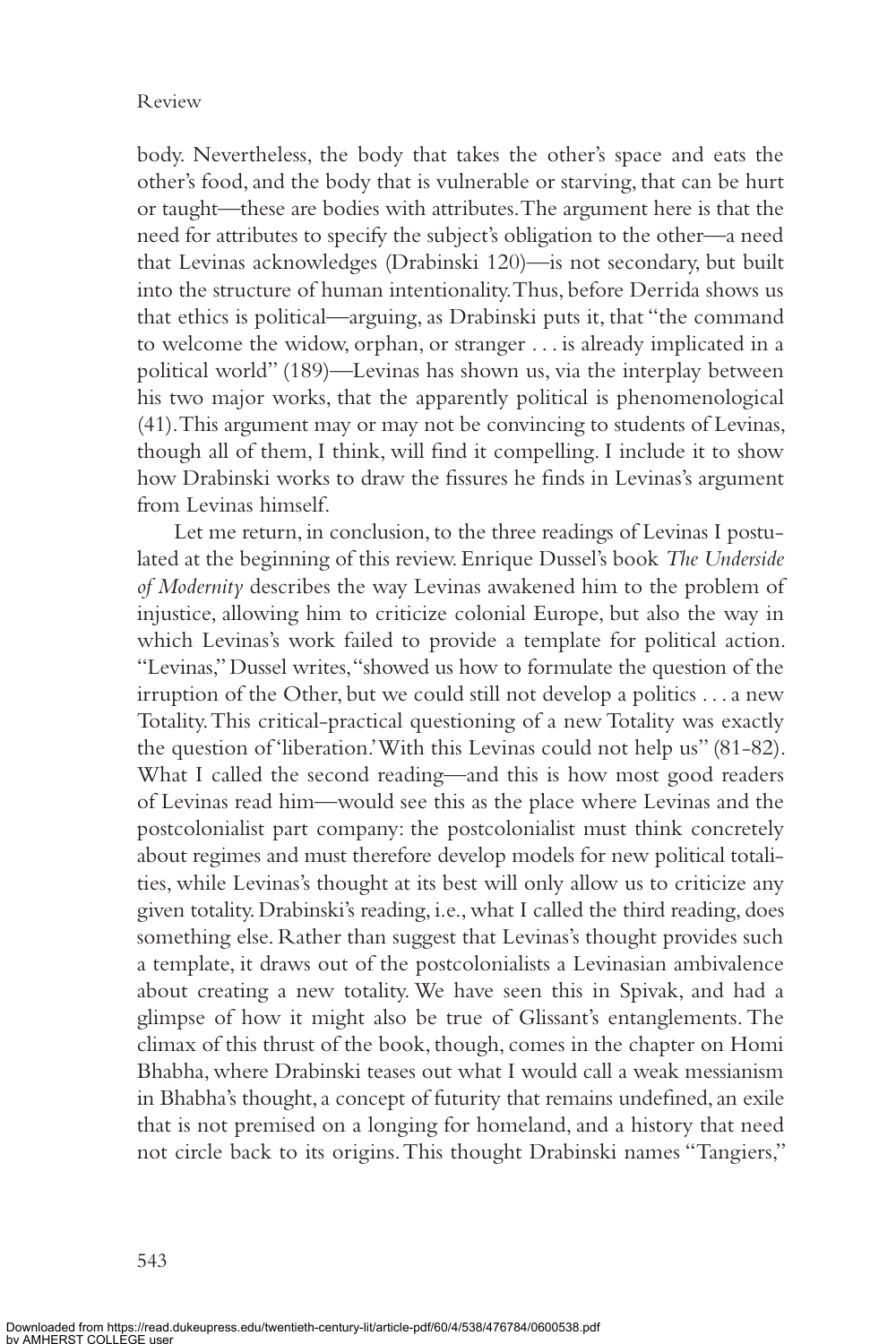body. Nevertheless, the body that takes the other's space and eats the other's food, and the body that is vulnerable or starving, that can be hurt or taught—these are bodies with attributes. The argument here is that the need for attributes to specify the subject's obligation to the other—a need that Levinas acknowledges (Drabinski 120)—is not secondary, but built into the structure of human intentionality. Thus, before Derrida shows us that ethics is political—arguing, as Drabinski puts it, that "the command to welcome the widow, orphan, or stranger . . . is already implicated in a political world" (189)—Levinas has shown us, via the interplay between his two major works, that the apparently political is phenomenological (41). This argument may or may not be convincing to students of Levinas, though all of them, I think, will find it compelling. I include it to show how Drabinski works to draw the fissures he finds in Levinas's argument from Levinas himself.

Let me return, in conclusion, to the three readings of Levinas I postulated at the beginning of this review. Enrique Dussel's book *The Underside of Modernity* describes the way Levinas awakened him to the problem of injustice, allowing him to criticize colonial Europe, but also the way in which Levinas's work failed to provide a template for political action. "Levinas," Dussel writes, "showed us how to formulate the question of the irruption of the Other, but we could still not develop a politics . . . a new Totality. This critical-practical questioning of a new Totality was exactly the question of 'liberation.' With this Levinas could not help us" (81-82). What I called the second reading—and this is how most good readers of Levinas read him—would see this as the place where Levinas and the postcolonialist part company: the postcolonialist must think concretely about regimes and must therefore develop models for new political totalities, while Levinas's thought at its best will only allow us to criticize any given totality. Drabinski's reading, i.e., what I called the third reading, does something else. Rather than suggest that Levinas's thought provides such a template, it draws out of the postcolonialists a Levinasian ambivalence about creating a new totality. We have seen this in Spivak, and had a glimpse of how it might also be true of Glissant's entanglements. The climax of this thrust of the book, though, comes in the chapter on Homi Bhabha, where Drabinski teases out what I would call a weak messianism in Bhabha's thought, a concept of futurity that remains undefined, an exile that is not premised on a longing for homeland, and a history that need not circle back to its origins. This thought Drabinski names "Tangiers,"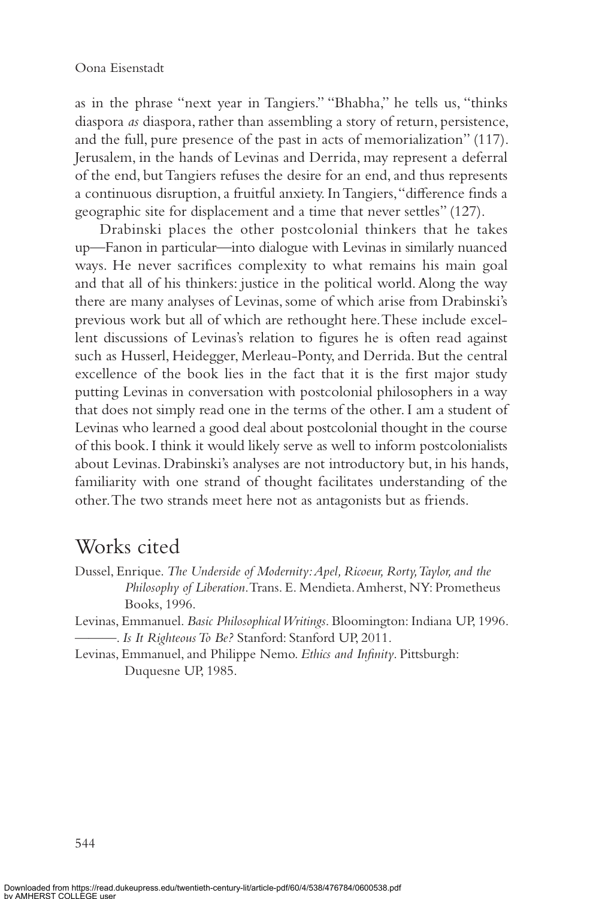as in the phrase "next year in Tangiers." "Bhabha," he tells us, "thinks diaspora *as* diaspora, rather than assembling a story of return, persistence, and the full, pure presence of the past in acts of memorialization" (117). Jerusalem, in the hands of Levinas and Derrida, may represent a deferral of the end, but Tangiers refuses the desire for an end, and thus represents a continuous disruption, a fruitful anxiety. In Tangiers, "difference finds a geographic site for displacement and a time that never settles" (127).

Drabinski places the other postcolonial thinkers that he takes up—Fanon in particular—into dialogue with Levinas in similarly nuanced ways. He never sacrifices complexity to what remains his main goal and that all of his thinkers: justice in the political world. Along the way there are many analyses of Levinas, some of which arise from Drabinski's previous work but all of which are rethought here. These include excellent discussions of Levinas's relation to figures he is often read against such as Husserl, Heidegger, Merleau-Ponty, and Derrida. But the central excellence of the book lies in the fact that it is the first major study putting Levinas in conversation with postcolonial philosophers in a way that does not simply read one in the terms of the other. I am a student of Levinas who learned a good deal about postcolonial thought in the course of this book. I think it would likely serve as well to inform postcolonialists about Levinas. Drabinski's analyses are not introductory but, in his hands, familiarity with one strand of thought facilitates understanding of the other. The two strands meet here not as antagonists but as friends.

## Works cited

Dussel, Enrique. *The Underside of Modernity: Apel, Ricoeur, Rorty, Taylor, and the Philosophy of Liberation*. Trans. E. Mendieta. Amherst, NY: Prometheus Books, 1996.

Levinas, Emmanuel. *Basic Philosophical Writings*. Bloomington: Indiana UP, 1996.

———. *Is It Righteous To Be?* Stanford: Stanford UP, 2011.

Levinas, Emmanuel, and Philippe Nemo. *Ethics and Infinity*. Pittsburgh: Duquesne UP, 1985.